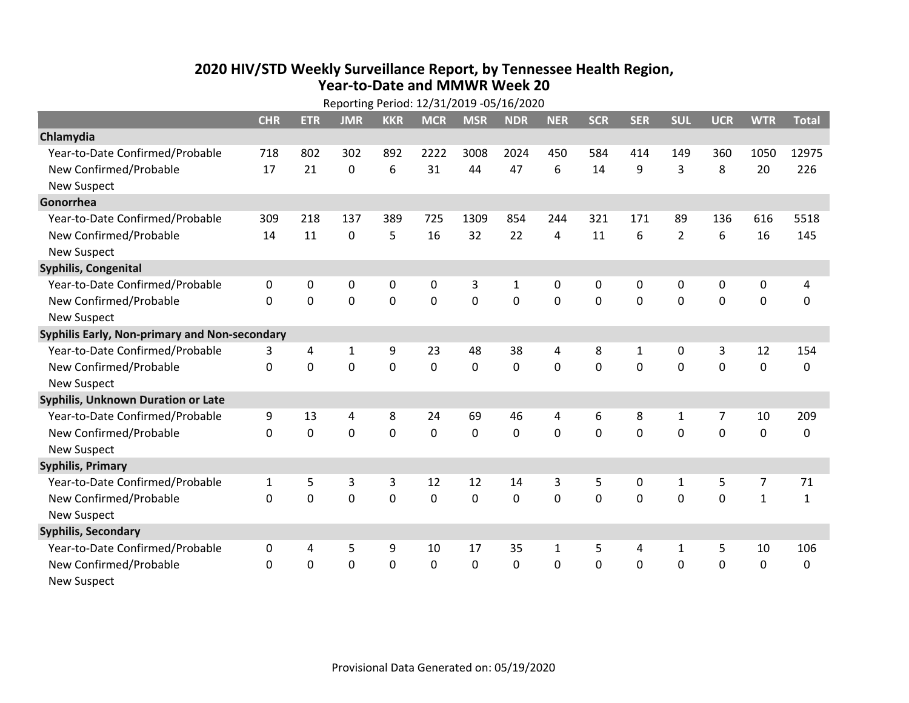# 2020 HIV/STD Weekly Surveillance Report, by Tennessee Health Region, Year-to-Date and MMWR Week 20

Reporting Period: 12/31/2019 -05/16/2020

| | CHR | ETR | JMR | KKR | MCR | MSR | NDR | NER | SCR | SER | SUL | UCR | WTR | Total |
|---|---|---|---|---|---|---|---|---|---|---|---|---|---|---|
| **Chlamydia** | | | | | | | | | | | | | | |
| Year-to-Date Confirmed/Probable | 718 | 802 | 302 | 892 | 2222 | 3008 | 2024 | 450 | 584 | 414 | 149 | 360 | 1050 | 12975 |
| New Confirmed/Probable | 17 | 21 | 0 | 6 | 31 | 44 | 47 | 6 | 14 | 9 | 3 | 8 | 20 | 226 |
| New Suspect | | | | | | | | | | | | | | |
| **Gonorrhea** | | | | | | | | | | | | | | |
| Year-to-Date Confirmed/Probable | 309 | 218 | 137 | 389 | 725 | 1309 | 854 | 244 | 321 | 171 | 89 | 136 | 616 | 5518 |
| New Confirmed/Probable | 14 | 11 | 0 | 5 | 16 | 32 | 22 | 4 | 11 | 6 | 2 | 6 | 16 | 145 |
| New Suspect | | | | | | | | | | | | | | |
| **Syphilis, Congenital** | | | | | | | | | | | | | | |
| Year-to-Date Confirmed/Probable | 0 | 0 | 0 | 0 | 0 | 3 | 1 | 0 | 0 | 0 | 0 | 0 | 0 | 4 |
| New Confirmed/Probable | 0 | 0 | 0 | 0 | 0 | 0 | 0 | 0 | 0 | 0 | 0 | 0 | 0 | 0 |
| New Suspect | | | | | | | | | | | | | | |
| **Syphilis Early, Non-primary and Non-secondary** | | | | | | | | | | | | | | |
| Year-to-Date Confirmed/Probable | 3 | 4 | 1 | 9 | 23 | 48 | 38 | 4 | 8 | 1 | 0 | 3 | 12 | 154 |
| New Confirmed/Probable | 0 | 0 | 0 | 0 | 0 | 0 | 0 | 0 | 0 | 0 | 0 | 0 | 0 | 0 |
| New Suspect | | | | | | | | | | | | | | |
| **Syphilis, Unknown Duration or Late** | | | | | | | | | | | | | | |
| Year-to-Date Confirmed/Probable | 9 | 13 | 4 | 8 | 24 | 69 | 46 | 4 | 6 | 8 | 1 | 7 | 10 | 209 |
| New Confirmed/Probable | 0 | 0 | 0 | 0 | 0 | 0 | 0 | 0 | 0 | 0 | 0 | 0 | 0 | 0 |
| New Suspect | | | | | | | | | | | | | | |
| **Syphilis, Primary** | | | | | | | | | | | | | | |
| Year-to-Date Confirmed/Probable | 1 | 5 | 3 | 3 | 12 | 12 | 14 | 3 | 5 | 0 | 1 | 5 | 7 | 71 |
| New Confirmed/Probable | 0 | 0 | 0 | 0 | 0 | 0 | 0 | 0 | 0 | 0 | 0 | 0 | 1 | 1 |
| New Suspect | | | | | | | | | | | | | | |
| **Syphilis, Secondary** | | | | | | | | | | | | | | |
| Year-to-Date Confirmed/Probable | 0 | 4 | 5 | 9 | 10 | 17 | 35 | 1 | 5 | 4 | 1 | 5 | 10 | 106 |
| New Confirmed/Probable | 0 | 0 | 0 | 0 | 0 | 0 | 0 | 0 | 0 | 0 | 0 | 0 | 0 | 0 |
| New Suspect | | | | | | | | | | | | | | |

Provisional Data Generated on: 05/19/2020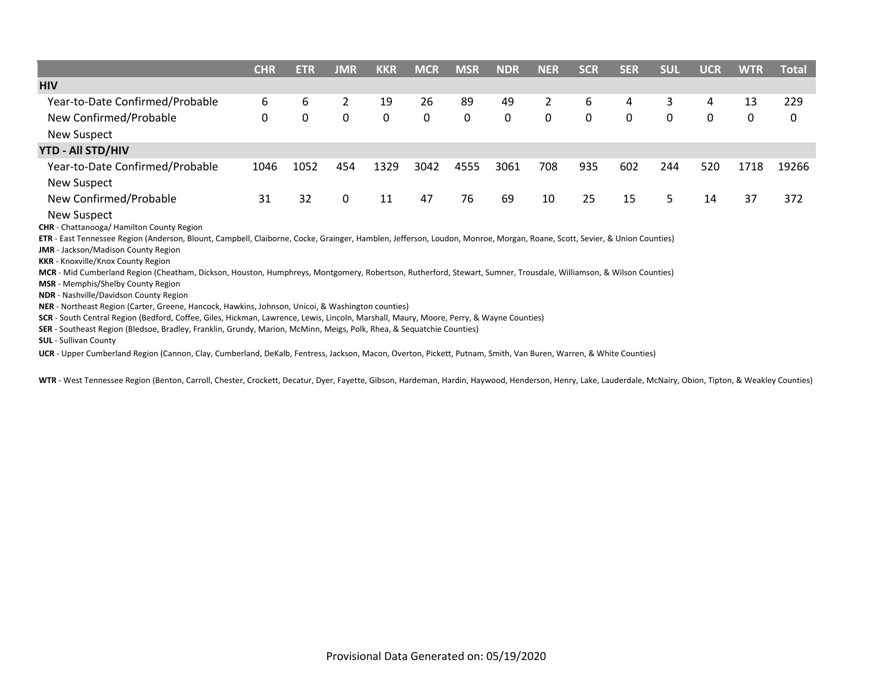| | CHR | ETR | JMR | KKR | MCR | MSR | NDR | NER | SCR | SER | SUL | UCR | WTR | Total |
|---|---|---|---|---|---|---|---|---|---|---|---|---|---|---|
| **HIV** | | | | | | | | | | | | | | |
| Year-to-Date Confirmed/Probable | 6 | 6 | 2 | 19 | 26 | 89 | 49 | 2 | 6 | 4 | 3 | 4 | 13 | 229 |
| New Confirmed/Probable | 0 | 0 | 0 | 0 | 0 | 0 | 0 | 0 | 0 | 0 | 0 | 0 | 0 | 0 |
| New Suspect | | | | | | | | | | | | | | |
| **YTD - All STD/HIV** | | | | | | | | | | | | | | |
| Year-to-Date Confirmed/Probable | 1046 | 1052 | 454 | 1329 | 3042 | 4555 | 3061 | 708 | 935 | 602 | 244 | 520 | 1718 | 19266 |
| New Suspect | | | | | | | | | | | | | | |
| New Confirmed/Probable | 31 | 32 | 0 | 11 | 47 | 76 | 69 | 10 | 25 | 15 | 5 | 14 | 37 | 372 |
| New Suspect | | | | | | | | | | | | | | |

**CHR** - Chattanooga/ Hamilton County Region

**ETR** - East Tennessee Region (Anderson, Blount, Campbell, Claiborne, Cocke, Grainger, Hamblen, Jefferson, Loudon, Monroe, Morgan, Roane, Scott, Sevier, & Union Counties)

**JMR** - Jackson/Madison County Region

**KKR** - Knoxville/Knox County Region

**MCR** - Mid Cumberland Region (Cheatham, Dickson, Houston, Humphreys, Montgomery, Robertson, Rutherford, Stewart, Sumner, Trousdale, Williamson, & Wilson Counties)

**MSR** - Memphis/Shelby County Region

**NDR** - Nashville/Davidson County Region

**NER** - Northeast Region (Carter, Greene, Hancock, Hawkins, Johnson, Unicoi, & Washington counties)

**SCR** - South Central Region (Bedford, Coffee, Giles, Hickman, Lawrence, Lewis, Lincoln, Marshall, Maury, Moore, Perry, & Wayne Counties)

**SER** - Southeast Region (Bledsoe, Bradley, Franklin, Grundy, Marion, McMinn, Meigs, Polk, Rhea, & Sequatchie Counties)

**SUL** - Sullivan County

**UCR** - Upper Cumberland Region (Cannon, Clay, Cumberland, DeKalb, Fentress, Jackson, Macon, Overton, Pickett, Putnam, Smith, Van Buren, Warren, & White Counties)

**WTR** - West Tennessee Region (Benton, Carroll, Chester, Crockett, Decatur, Dyer, Fayette, Gibson, Hardeman, Hardin, Haywood, Henderson, Henry, Lake, Lauderdale, McNairy, Obion, Tipton, & Weakley Counties)

Provisional Data Generated on: 05/19/2020